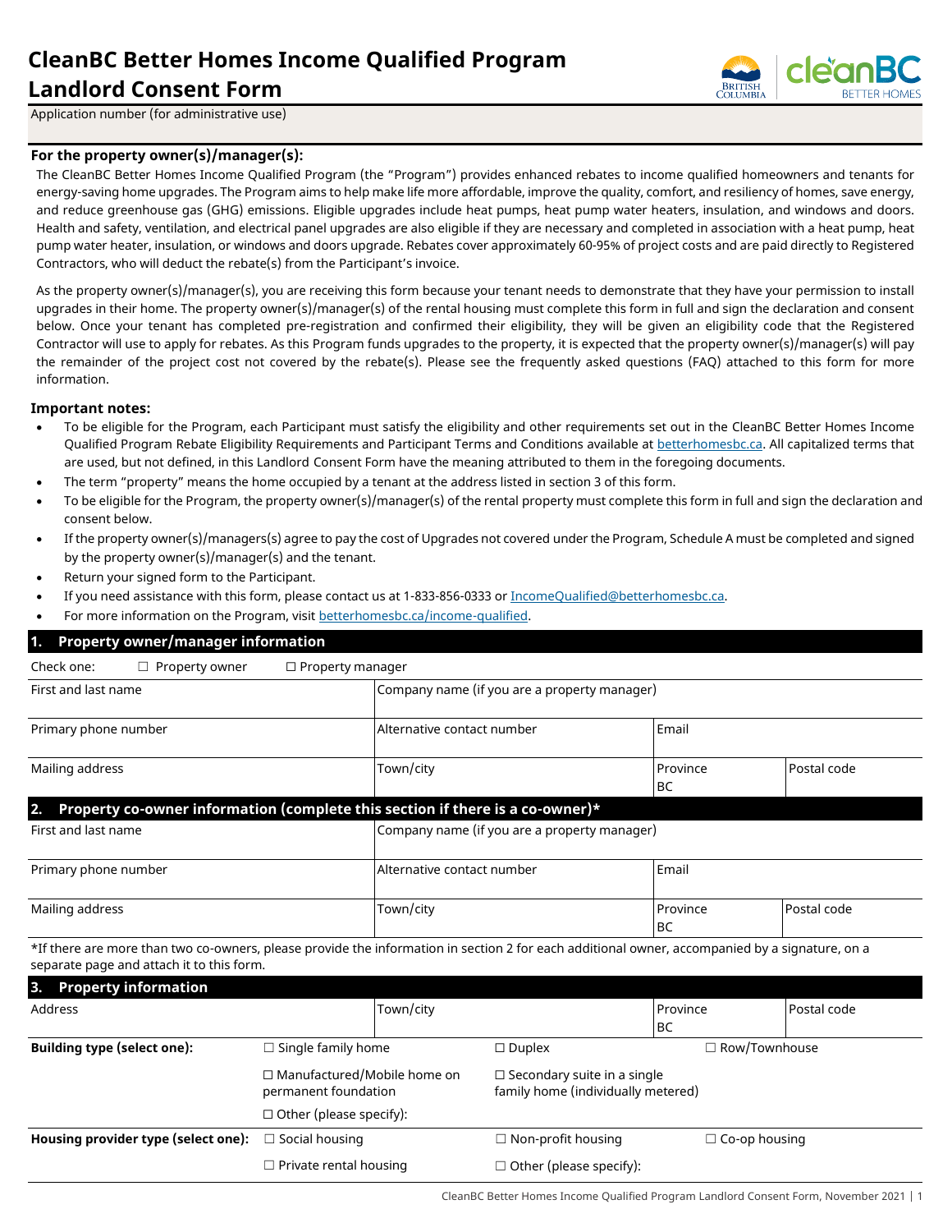# CleanBC Better Homes Income Qualified Program Landlord Consent Form

Application number (for administrative use)

**For the property owner(s)/manager(s):**

The CleanBC Better Homes Income Qualified Program (the "Program") provides enhanced rebates to income qualified homeowners and tenants for energy-saving home upgrades. The Program aims to help make life more affordable, improve the quality, comfort, and resiliency of homes, save energy, and reduce greenhouse gas (GHG) emissions. Eligible upgrades include heat pumps, heat pump water heaters, insulation, and windows and doors. Health and safety, ventilation, and electrical panel upgrades are also eligible if they are necessary and completed in association with a heat pump, heat pump water heater, insulation, or windows and doors upgrade. Rebates cover approximately 60-95% of project costs and are paid directly to Registered Contractors, who will deduct the rebate(s) from the Participant's invoice.

As the property owner(s)/manager(s), you are receiving this form because your tenant needs to demonstrate that they have your permission to install upgrades in their home. The property owner(s)/manager(s) of the rental housing must complete this form in full and sign the declaration and consent below. Once your tenant has completed pre-registration and confirmed their eligibility, they will be given an eligibility code that the Registered Contractor will use to apply for rebates. As this Program funds upgrades to the property, it is expected that the property owner(s)/manager(s) will pay the remainder of the project cost not covered by the rebate(s). Please see the frequently asked questions (FAQ) attached to this form for more information.

**Important notes:**

- To be eligible for the Program, each Participant must satisfy the eligibility and other requirements set out in the CleanBC Better Homes Income Qualified Program Rebate Eligibility Requirements and Participant Terms and Conditions available at betterhomesbc.ca. All capitalized terms that are used, but not defined, in this Landlord Consent Form have the meaning attributed to them in the foregoing documents.
- The term "property" means the home occupied by a tenant at the address listed in section 3 of this form.
- To be eligible for the Program, the property owner(s)/manager(s) of the rental property must complete this form in full and sign the declaration and consent below.
- If the property owner(s)/managers(s) agree to pay the cost of Upgrades not covered under the Program, Schedule A must be completed and signed by the property owner(s)/manager(s) and the tenant.
- Return your signed form to the Participant.
- If you need assistance with this form, please contact us at 1-833-856-0333 or IncomeQualified@betterhomesbc.ca.
- For more information on the Program, visit betterhomesbc.ca/income-qualified.

## 1. Property owner/manager information

Check one: ☐ Property owner ☐ Property manager

| First and last name | Company name (if you are a property manager) | | |
|---|---|---|---|
| Primary phone number | Alternative contact number | Email | |
| Mailing address | Town/city | Province BC | Postal code |

## 2. Property co-owner information (complete this section if there is a co-owner)*

| First and last name | Company name (if you are a property manager) | | |
|---|---|---|---|
| Primary phone number | Alternative contact number | Email | |
| Mailing address | Town/city | Province BC | Postal code |

*If there are more than two co-owners, please provide the information in section 2 for each additional owner, accompanied by a signature, on a separate page and attach it to this form.

## 3. Property information

| Address | Town/city | Province BC | Postal code |
|---|---|---|---|

| | | | |
|---|---|---|---|
| **Building type (select one):** | ☐ Single family home | ☐ Duplex | ☐ Row/Townhouse |
| | ☐ Manufactured/Mobile home on permanent foundation | ☐ Secondary suite in a single family home (individually metered) | |
| | ☐ Other (please specify): | | |
| **Housing provider type (select one):** | ☐ Social housing | ☐ Non-profit housing | ☐ Co-op housing |
| | ☐ Private rental housing | ☐ Other (please specify): | |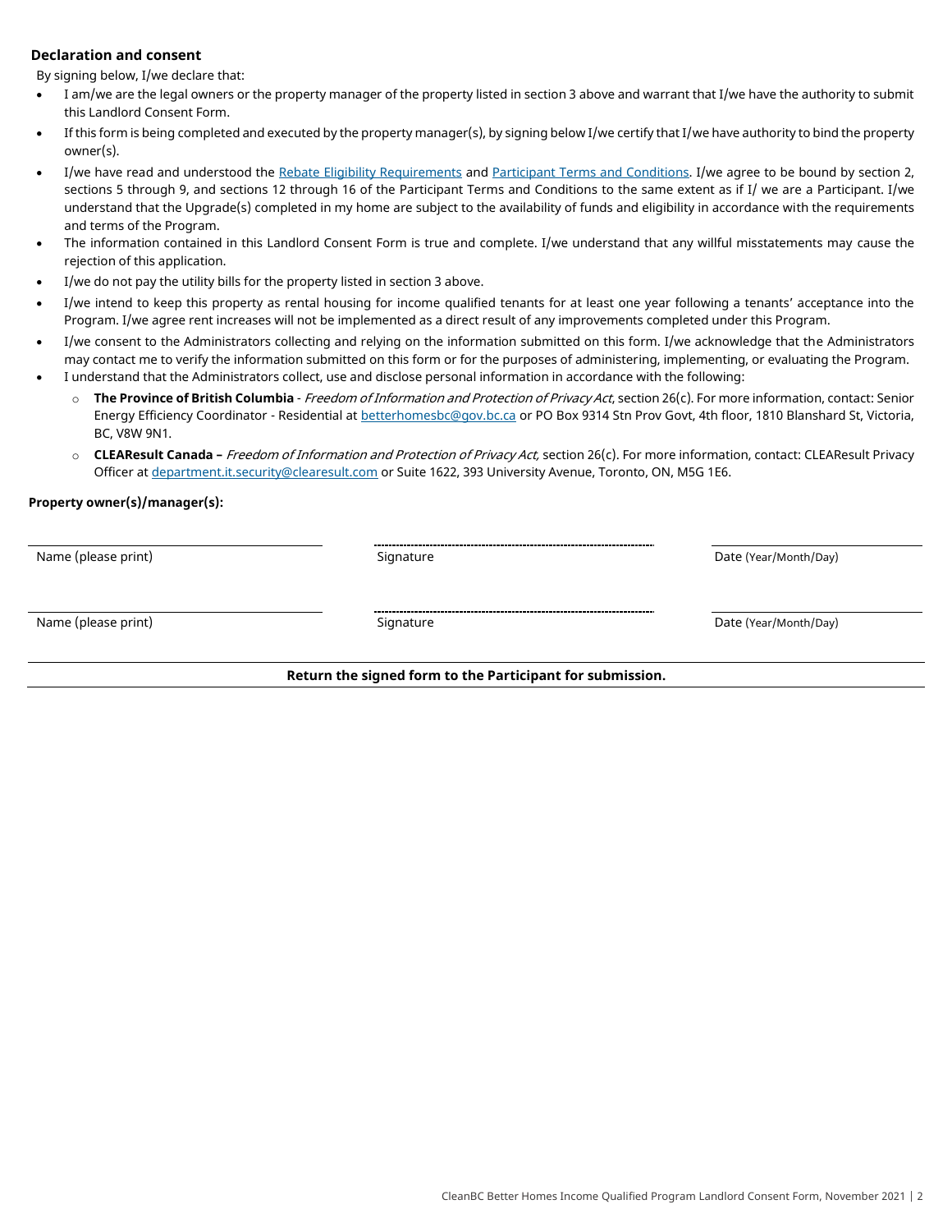### Declaration and consent

By signing below, I/we declare that:

- I am/we are the legal owners or the property manager of the property listed in section 3 above and warrant that I/we have the authority to submit this Landlord Consent Form.
- If this form is being completed and executed by the property manager(s), by signing below I/we certify that I/we have authority to bind the property owner(s).
- I/we have read and understood the Rebate Eligibility Requirements and Participant Terms and Conditions. I/we agree to be bound by section 2, sections 5 through 9, and sections 12 through 16 of the Participant Terms and Conditions to the same extent as if I/ we are a Participant. I/we understand that the Upgrade(s) completed in my home are subject to the availability of funds and eligibility in accordance with the requirements and terms of the Program.
- The information contained in this Landlord Consent Form is true and complete. I/we understand that any willful misstatements may cause the rejection of this application.
- I/we do not pay the utility bills for the property listed in section 3 above.
- I/we intend to keep this property as rental housing for income qualified tenants for at least one year following a tenants' acceptance into the Program. I/we agree rent increases will not be implemented as a direct result of any improvements completed under this Program.
- I/we consent to the Administrators collecting and relying on the information submitted on this form. I/we acknowledge that the Administrators may contact me to verify the information submitted on this form or for the purposes of administering, implementing, or evaluating the Program.
- I understand that the Administrators collect, use and disclose personal information in accordance with the following:
  - **The Province of British Columbia** - *Freedom of Information and Protection of Privacy Act*, section 26(c). For more information, contact: Senior Energy Efficiency Coordinator - Residential at betterhomesbc@gov.bc.ca or PO Box 9314 Stn Prov Govt, 4th floor, 1810 Blanshard St, Victoria, BC, V8W 9N1.
  - **CLEAResult Canada –** *Freedom of Information and Protection of Privacy Act,* section 26(c). For more information, contact: CLEAResult Privacy Officer at department.it.security@clearesult.com or Suite 1622, 393 University Avenue, Toronto, ON, M5G 1E6.

**Property owner(s)/manager(s):**

| Name (please print) | Signature | Date (Year/Month/Day) |
|---|---|---|
| | | |
| Name (please print) | Signature | Date (Year/Month/Day) |

**Return the signed form to the Participant for submission.**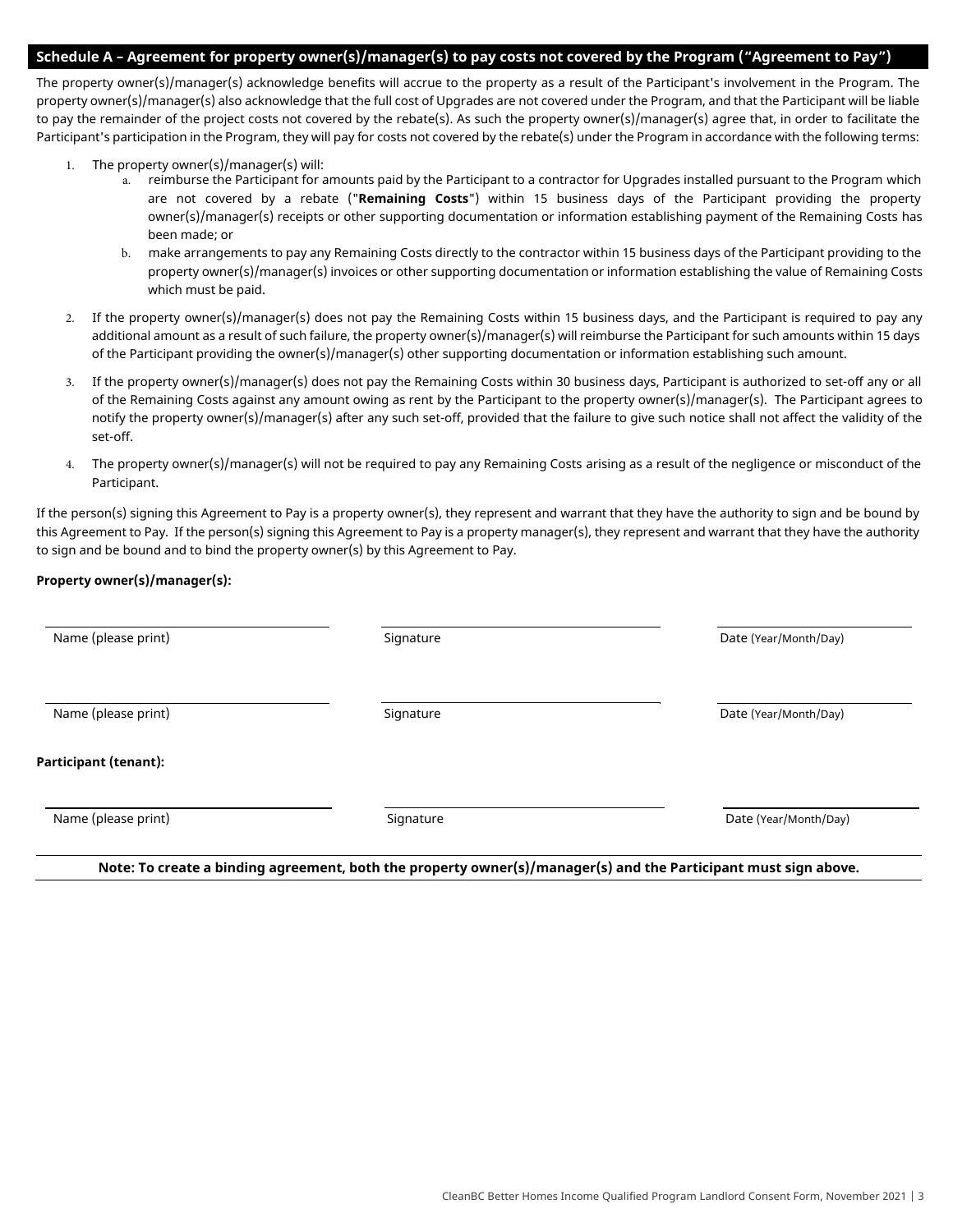## Schedule A – Agreement for property owner(s)/manager(s) to pay costs not covered by the Program ("Agreement to Pay")

The property owner(s)/manager(s) acknowledge benefits will accrue to the property as a result of the Participant's involvement in the Program. The property owner(s)/manager(s) also acknowledge that the full cost of Upgrades are not covered under the Program, and that the Participant will be liable to pay the remainder of the project costs not covered by the rebate(s). As such the property owner(s)/manager(s) agree that, in order to facilitate the Participant's participation in the Program, they will pay for costs not covered by the rebate(s) under the Program in accordance with the following terms:

1. The property owner(s)/manager(s) will:
   a. reimburse the Participant for amounts paid by the Participant to a contractor for Upgrades installed pursuant to the Program which are not covered by a rebate ("**Remaining Costs**") within 15 business days of the Participant providing the property owner(s)/manager(s) receipts or other supporting documentation or information establishing payment of the Remaining Costs has been made; or
   b. make arrangements to pay any Remaining Costs directly to the contractor within 15 business days of the Participant providing to the property owner(s)/manager(s) invoices or other supporting documentation or information establishing the value of Remaining Costs which must be paid.
2. If the property owner(s)/manager(s) does not pay the Remaining Costs within 15 business days, and the Participant is required to pay any additional amount as a result of such failure, the property owner(s)/manager(s) will reimburse the Participant for such amounts within 15 days of the Participant providing the owner(s)/manager(s) other supporting documentation or information establishing such amount.
3. If the property owner(s)/manager(s) does not pay the Remaining Costs within 30 business days, Participant is authorized to set-off any or all of the Remaining Costs against any amount owing as rent by the Participant to the property owner(s)/manager(s). The Participant agrees to notify the property owner(s)/manager(s) after any such set-off, provided that the failure to give such notice shall not affect the validity of the set-off.
4. The property owner(s)/manager(s) will not be required to pay any Remaining Costs arising as a result of the negligence or misconduct of the Participant.

If the person(s) signing this Agreement to Pay is a property owner(s), they represent and warrant that they have the authority to sign and be bound by this Agreement to Pay. If the person(s) signing this Agreement to Pay is a property manager(s), they represent and warrant that they have the authority to sign and be bound and to bind the property owner(s) by this Agreement to Pay.

**Property owner(s)/manager(s):**

| Name (please print) | Signature | Date (Year/Month/Day) |
|---|---|---|
| | | |

| Name (please print) | Signature | Date (Year/Month/Day) |
|---|---|---|
| | | |

**Participant (tenant):**

| Name (please print) | Signature | Date (Year/Month/Day) |
|---|---|---|
| | | |

**Note: To create a binding agreement, both the property owner(s)/manager(s) and the Participant must sign above.**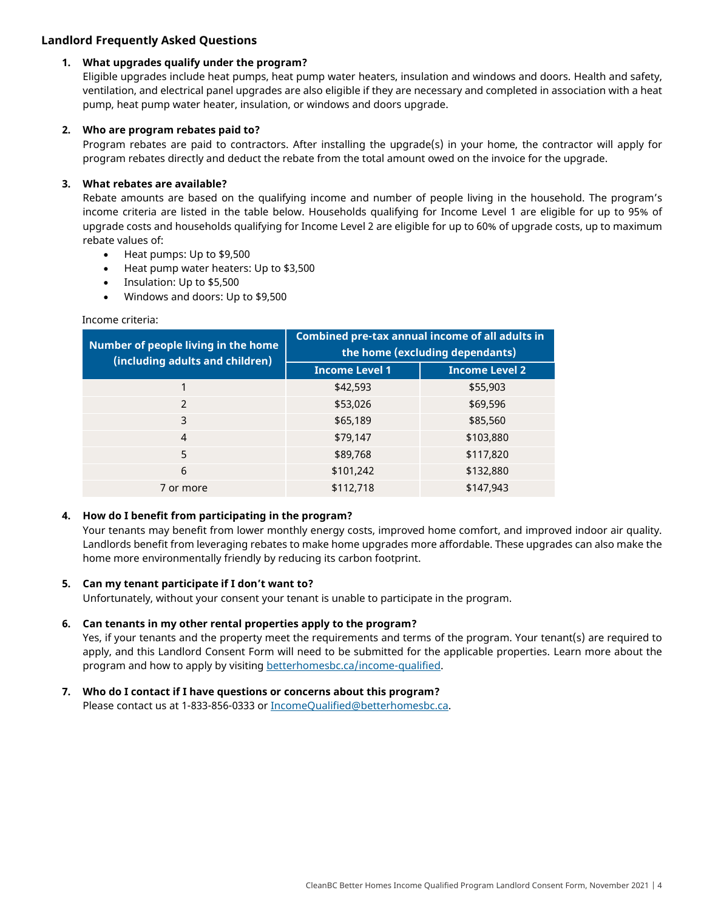## Landlord Frequently Asked Questions

1. **What upgrades qualify under the program?**
   Eligible upgrades include heat pumps, heat pump water heaters, insulation and windows and doors. Health and safety, ventilation, and electrical panel upgrades are also eligible if they are necessary and completed in association with a heat pump, heat pump water heater, insulation, or windows and doors upgrade.

2. **Who are program rebates paid to?**
   Program rebates are paid to contractors. After installing the upgrade(s) in your home, the contractor will apply for program rebates directly and deduct the rebate from the total amount owed on the invoice for the upgrade.

3. **What rebates are available?**
   Rebate amounts are based on the qualifying income and number of people living in the household. The program's income criteria are listed in the table below. Households qualifying for Income Level 1 are eligible for up to 95% of upgrade costs and households qualifying for Income Level 2 are eligible for up to 60% of upgrade costs, up to maximum rebate values of:
   - Heat pumps: Up to $9,500
   - Heat pump water heaters: Up to $3,500
   - Insulation: Up to $5,500
   - Windows and doors: Up to $9,500

   Income criteria:

   | Number of people living in the home (including adults and children) | Combined pre-tax annual income of all adults in the home (excluding dependants) | |
   |---|---|---|
   | | Income Level 1 | Income Level 2 |
   | 1 | $42,593 | $55,903 |
   | 2 | $53,026 | $69,596 |
   | 3 | $65,189 | $85,560 |
   | 4 | $79,147 | $103,880 |
   | 5 | $89,768 | $117,820 |
   | 6 | $101,242 | $132,880 |
   | 7 or more | $112,718 | $147,943 |

4. **How do I benefit from participating in the program?**
   Your tenants may benefit from lower monthly energy costs, improved home comfort, and improved indoor air quality. Landlords benefit from leveraging rebates to make home upgrades more affordable. These upgrades can also make the home more environmentally friendly by reducing its carbon footprint.

5. **Can my tenant participate if I don't want to?**
   Unfortunately, without your consent your tenant is unable to participate in the program.

6. **Can tenants in my other rental properties apply to the program?**
   Yes, if your tenants and the property meet the requirements and terms of the program. Your tenant(s) are required to apply, and this Landlord Consent Form will need to be submitted for the applicable properties. Learn more about the program and how to apply by visiting betterhomesbc.ca/income-qualified.

7. **Who do I contact if I have questions or concerns about this program?**
   Please contact us at 1-833-856-0333 or IncomeQualified@betterhomesbc.ca.